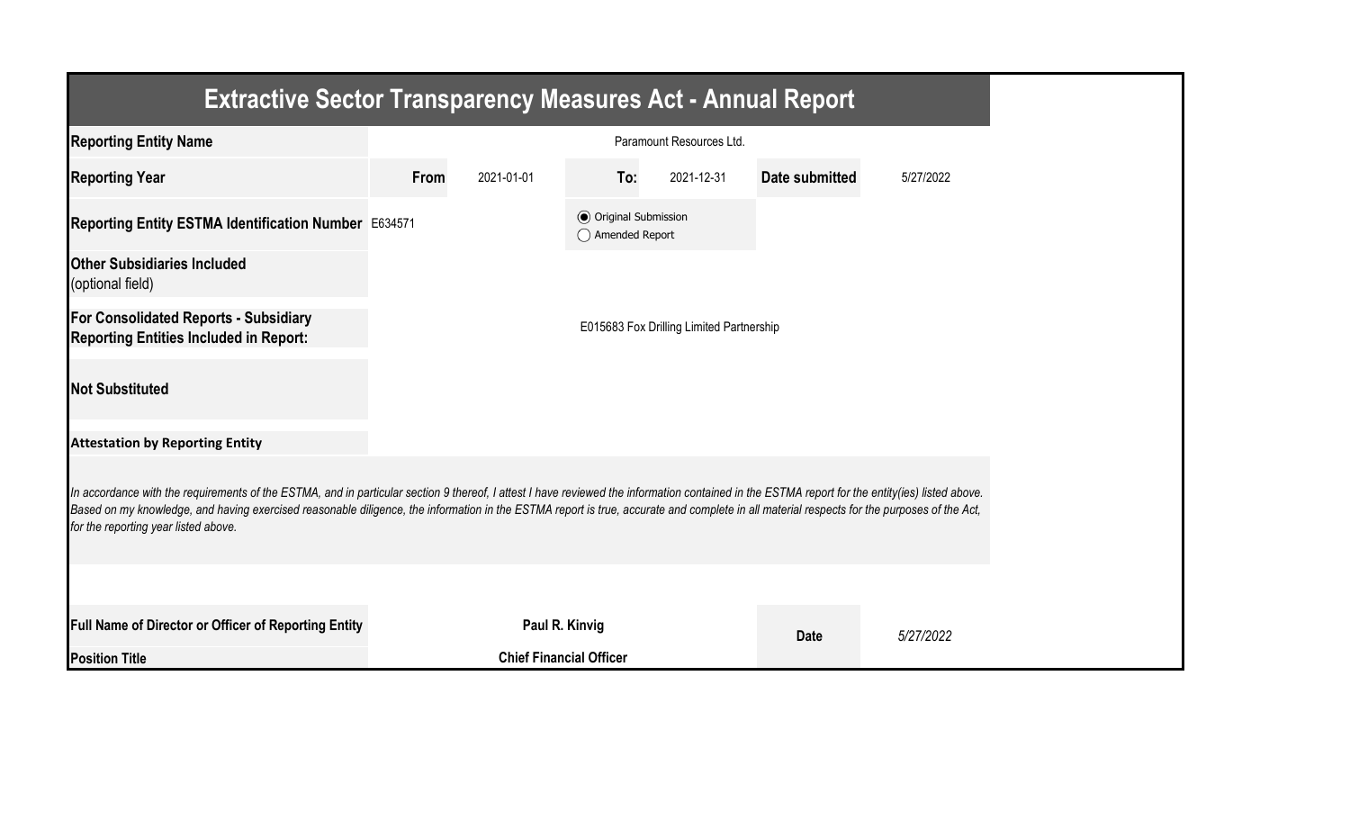# Extractive Sector Transparency Measures Act - Annual Report

| | | | | | | |
|---|---|---|---|---|---|---|
| **Reporting Entity Name** | Paramount Resources Ltd. | | | | | |
| **Reporting Year** | **From** | 2021-01-01 | **To:** | 2021-12-31 | **Date submitted** | 5/27/2022 |
| **Reporting Entity ESTMA Identification Number** | E634571 | | ◉ Original Submission ◯ Amended Report | | | |
| **Other Subsidiaries Included** (optional field) | | | | | | |
| **For Consolidated Reports - Subsidiary Reporting Entities Included in Report:** | E015683 Fox Drilling Limited Partnership | | | | | |
| **Not Substituted** | | | | | | |

**Attestation by Reporting Entity**

*In accordance with the requirements of the ESTMA, and in particular section 9 thereof, I attest I have reviewed the information contained in the ESTMA report for the entity(ies) listed above. Based on my knowledge, and having exercised reasonable diligence, the information in the ESTMA report is true, accurate and complete in all material respects for the purposes of the Act, for the reporting year listed above.*

| | | | |
|---|---|---|---|
| **Full Name of Director or Officer of Reporting Entity** | **Paul R. Kinvig** | **Date** | *5/27/2022* |
| **Position Title** | **Chief Financial Officer** | | |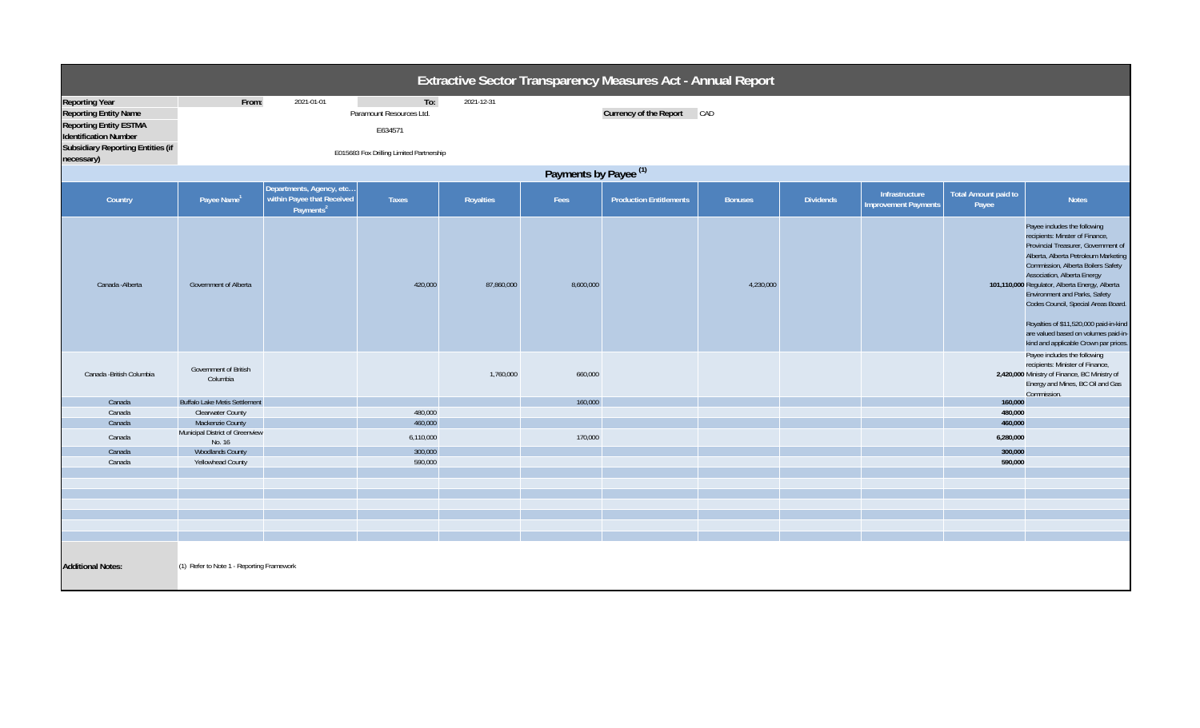# Extractive Sector Transparency Measures Act - Annual Report

| | | | | |
|---|---|---|---|---|
| **Reporting Year** | **From:** 2021-01-01 | **To:** 2021-12-31 | | |
| **Reporting Entity Name** | Paramount Resources Ltd. | | **Currency of the Report** | CAD |
| **Reporting Entity ESTMA Identification Number** | E634571 | | | |
| **Subsidiary Reporting Entities (if necessary)** | E015693 Fox Drilling Limited Partnership | | | |

## Payments by Payee (1)

| Country | Payee Name[1] | Departments, Agency, etc… within Payee that Received Payments[2] | Taxes | Royalties | Fees | Production Entitlements | Bonuses | Dividends | Infrastructure Improvement Payments | Total Amount paid to Payee | Notes |
|---|---|---|---|---|---|---|---|---|---|---|---|
| Canada -Alberta | Government of Alberta | | 420,000 | 87,860,000 | 8,600,000 | | 4,230,000 | | | **101,110,000** | Payee includes the following recipients: Minster of Finance, Provincial Treasurer, Government of Alberta, Alberta Petroleum Marketing Commission, Alberta Boilers Safety Association, Alberta Energy Regulator, Alberta Energy, Alberta Environment and Parks, Safety Codes Council, Special Areas Board. Royalties of $11,520,000 paid-in-kind are valued based on volumes paid-in-kind and applicable Crown par prices. |
| Canada -British Columbia | Government of British Columbia | | | 1,760,000 | 660,000 | | | | | **2,420,000** | Payee includes the following recipients: Minister of Finance, Ministry of Finance, BC Ministry of Energy and Mines, BC Oil and Gas Commission. |
| Canada | Buffalo Lake Metis Settlement | | | | 160,000 | | | | | **160,000** | |
| Canada | Clearwater County | | 480,000 | | | | | | | **480,000** | |
| Canada | Mackenzie County | | 460,000 | | | | | | | **460,000** | |
| Canada | Municipal District of Greenview No. 16 | | 6,110,000 | | 170,000 | | | | | **6,280,000** | |
| Canada | Woodlands County | | 300,000 | | | | | | | **300,000** | |
| Canada | Yellowhead County | | 590,000 | | | | | | | **590,000** | |

**Additional Notes:** (1) Refer to Note 1 - Reporting Framework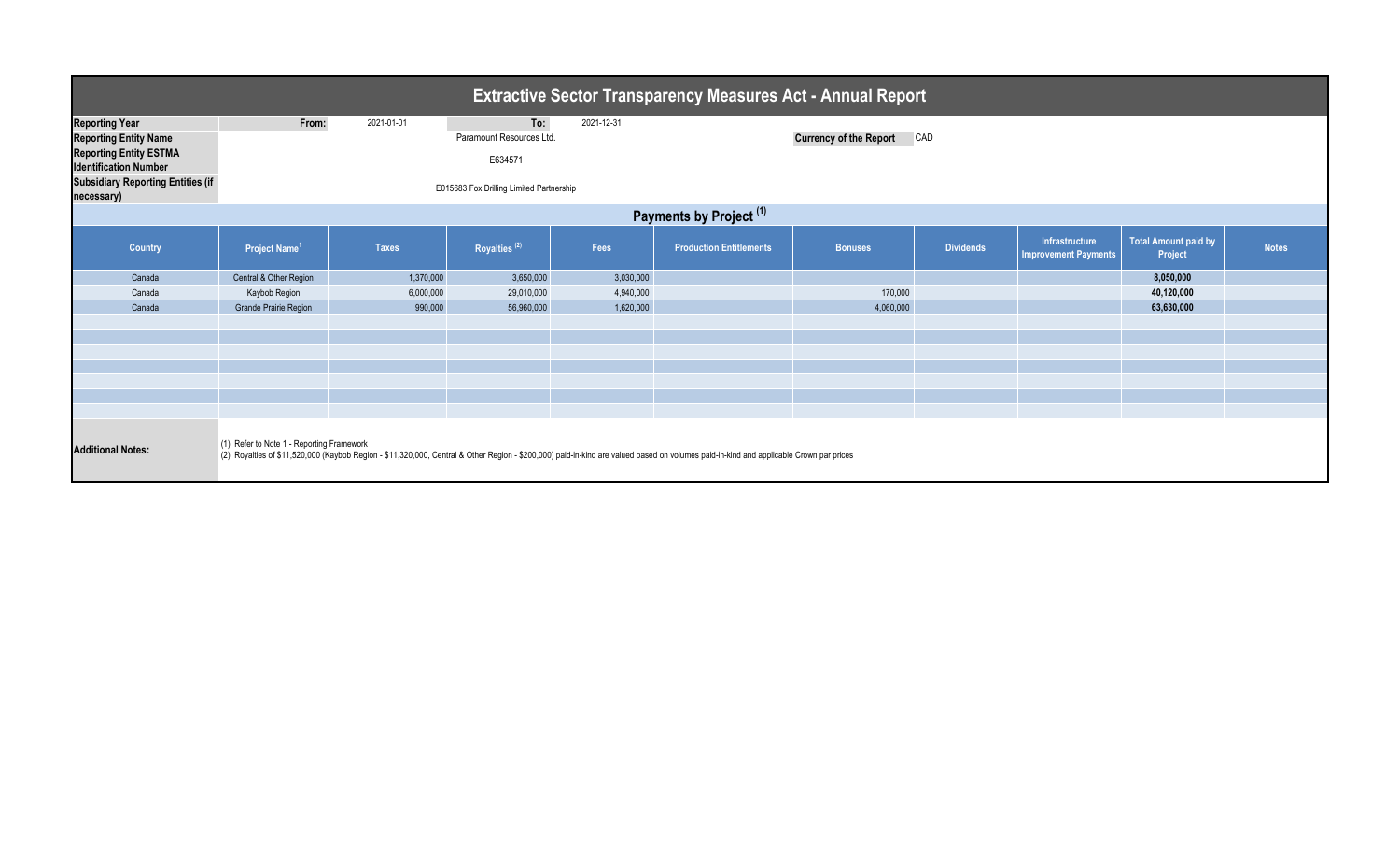# Extractive Sector Transparency Measures Act - Annual Report

| | | | | |
|---|---|---|---|---|
| **Reporting Year** | From: 2021-01-01 | To: 2021-12-31 | | |
| **Reporting Entity Name** | Paramount Resources Ltd. | | **Currency of the Report** | CAD |
| **Reporting Entity ESTMA Identification Number** | E634571 | | | |
| **Subsidiary Reporting Entities (if necessary)** | E015683 Fox Drilling Limited Partnership | | | |

## Payments by Project (1)

| Country | Project Name[1] | Taxes | Royalties (2) | Fees | Production Entitlements | Bonuses | Dividends | Infrastructure Improvement Payments | Total Amount paid by Project | Notes |
|---|---|---|---|---|---|---|---|---|---|---|
| Canada | Central & Other Region | 1,370,000 | 3,650,000 | 3,030,000 | | | | | **8,050,000** | |
| Canada | Kaybob Region | 6,000,000 | 29,010,000 | 4,940,000 | | 170,000 | | | **40,120,000** | |
| Canada | Grande Prairie Region | 990,000 | 56,960,000 | 1,620,000 | | 4,060,000 | | | **63,630,000** | |

**Additional Notes:**

(1) Refer to Note 1 - Reporting Framework
(2) Royalties of $11,520,000 (Kaybob Region - $11,320,000, Central & Other Region - $200,000) paid-in-kind are valued based on volumes paid-in-kind and applicable Crown par prices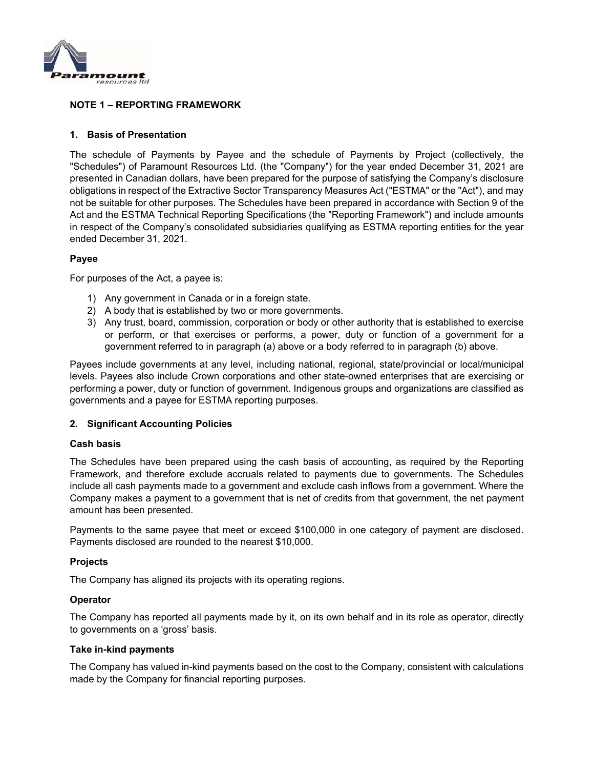## NOTE 1 – REPORTING FRAMEWORK

### 1. Basis of Presentation

The schedule of Payments by Payee and the schedule of Payments by Project (collectively, the "Schedules") of Paramount Resources Ltd. (the "Company") for the year ended December 31, 2021 are presented in Canadian dollars, have been prepared for the purpose of satisfying the Company's disclosure obligations in respect of the Extractive Sector Transparency Measures Act ("ESTMA" or the "Act"), and may not be suitable for other purposes. The Schedules have been prepared in accordance with Section 9 of the Act and the ESTMA Technical Reporting Specifications (the "Reporting Framework") and include amounts in respect of the Company's consolidated subsidiaries qualifying as ESTMA reporting entities for the year ended December 31, 2021.

**Payee**

For purposes of the Act, a payee is:

1) Any government in Canada or in a foreign state.
2) A body that is established by two or more governments.
3) Any trust, board, commission, corporation or body or other authority that is established to exercise or perform, or that exercises or performs, a power, duty or function of a government for a government referred to in paragraph (a) above or a body referred to in paragraph (b) above.

Payees include governments at any level, including national, regional, state/provincial or local/municipal levels. Payees also include Crown corporations and other state-owned enterprises that are exercising or performing a power, duty or function of government. Indigenous groups and organizations are classified as governments and a payee for ESTMA reporting purposes.

### 2. Significant Accounting Policies

**Cash basis**

The Schedules have been prepared using the cash basis of accounting, as required by the Reporting Framework, and therefore exclude accruals related to payments due to governments. The Schedules include all cash payments made to a government and exclude cash inflows from a government. Where the Company makes a payment to a government that is net of credits from that government, the net payment amount has been presented.

Payments to the same payee that meet or exceed $100,000 in one category of payment are disclosed. Payments disclosed are rounded to the nearest $10,000.

**Projects**

The Company has aligned its projects with its operating regions.

**Operator**

The Company has reported all payments made by it, on its own behalf and in its role as operator, directly to governments on a 'gross' basis.

**Take in-kind payments**

The Company has valued in-kind payments based on the cost to the Company, consistent with calculations made by the Company for financial reporting purposes.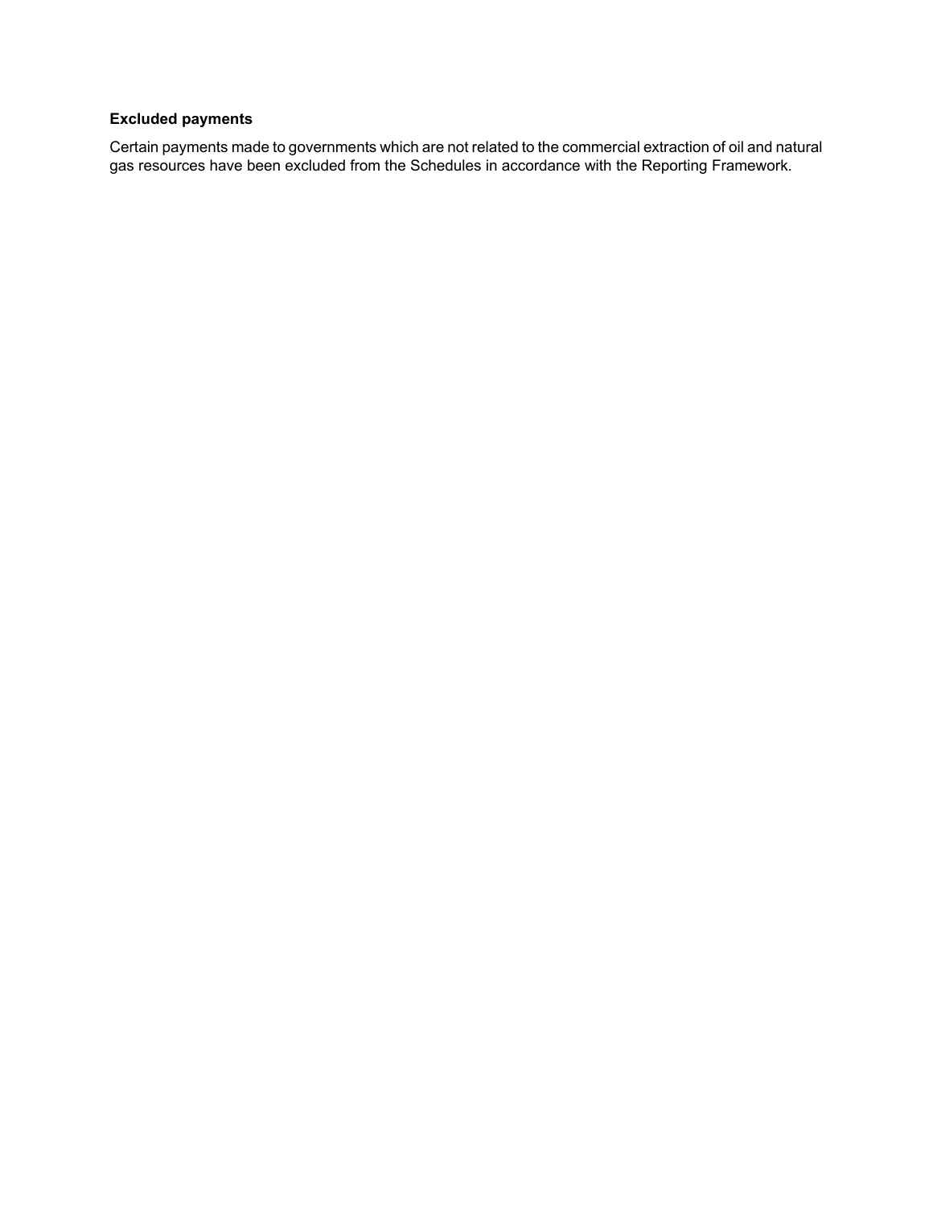**Excluded payments**

Certain payments made to governments which are not related to the commercial extraction of oil and natural gas resources have been excluded from the Schedules in accordance with the Reporting Framework.